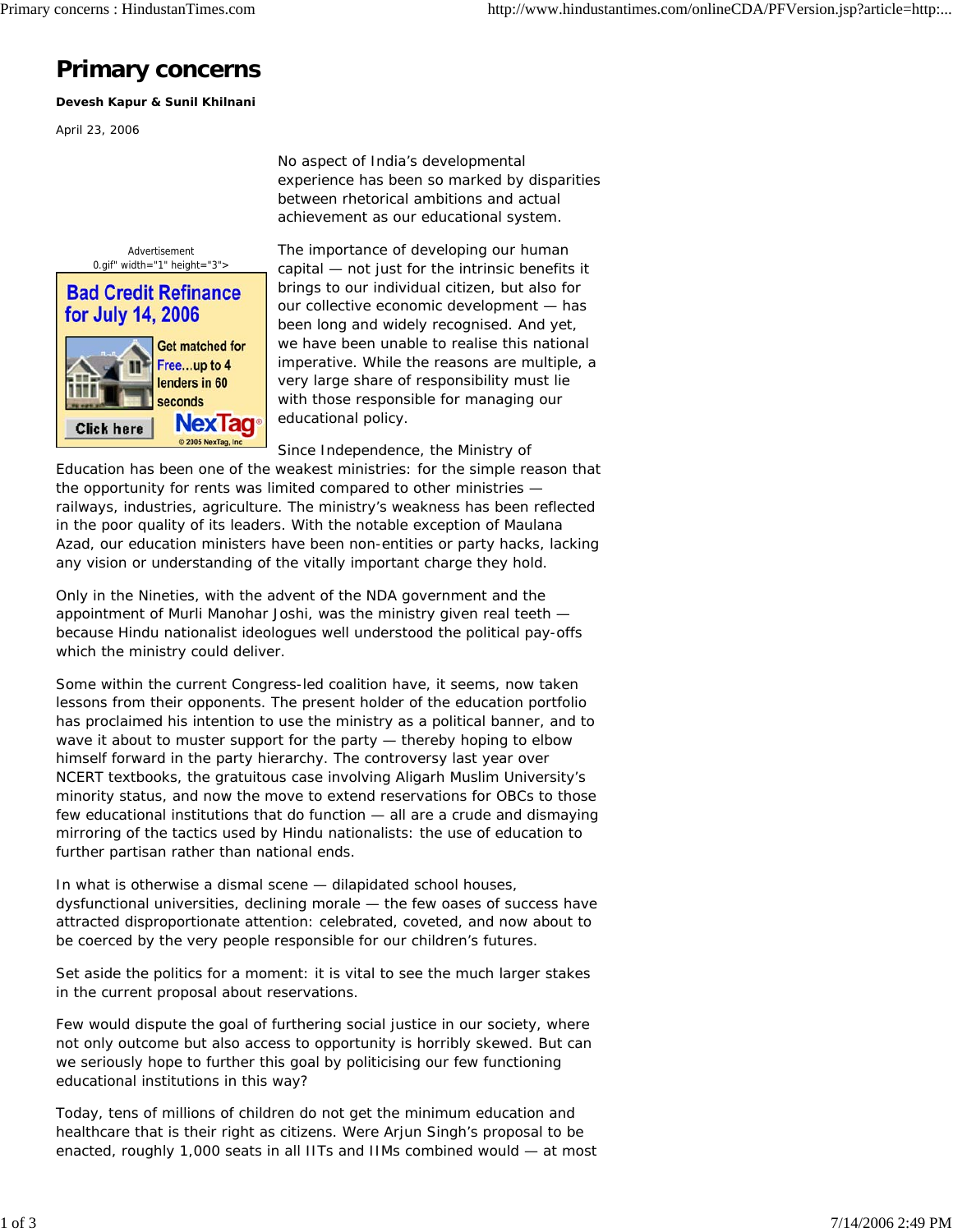# Primary concerns

**Devesh Kapur & Sunil Khilnani**

April 23, 2006

No aspect of India's developmental experience has been so marked by disparities between rhetorical ambitions and actual achievement as our educational system.

The importance of developing our human capital — not just for the intrinsic benefits it brings to our individual citizen, but also for our collective economic development — has been long and widely recognised. And yet, we have been unable to realise this national imperative. While the reasons are multiple, a very large share of responsibility must lie with those responsible for managing our educational policy.

Since Independence, the Ministry of Education has been one of the weakest ministries: for the simple reason that the opportunity for rents was limited compared to other ministries — railways, industries, agriculture. The ministry's weakness has been reflected in the poor quality of its leaders. With the notable exception of Maulana Azad, our education ministers have been non-entities or party hacks, lacking any vision or understanding of the vitally important charge they hold.

Only in the Nineties, with the advent of the NDA government and the appointment of Murli Manohar Joshi, was the ministry given real teeth — because Hindu nationalist ideologues well understood the political pay-offs which the ministry could deliver.

Some within the current Congress-led coalition have, it seems, now taken lessons from their opponents. The present holder of the education portfolio has proclaimed his intention to use the ministry as a political banner, and to wave it about to muster support for the party — thereby hoping to elbow himself forward in the party hierarchy. The controversy last year over NCERT textbooks, the gratuitous case involving Aligarh Muslim University's minority status, and now the move to extend reservations for OBCs to those few educational institutions that do function — all are a crude and dismaying mirroring of the tactics used by Hindu nationalists: the use of education to further partisan rather than national ends.

In what is otherwise a dismal scene — dilapidated school houses, dysfunctional universities, declining morale — the few oases of success have attracted disproportionate attention: celebrated, coveted, and now about to be coerced by the very people responsible for our children's futures.

Set aside the politics for a moment: it is vital to see the much larger stakes in the current proposal about reservations.

Few would dispute the goal of furthering social justice in our society, where not only outcome but also access to opportunity is horribly skewed. But can we seriously hope to further this goal by politicising our few functioning educational institutions in this way?

Today, tens of millions of children do not get the minimum education and healthcare that is their right as citizens. Were Arjun Singh's proposal to be enacted, roughly 1,000 seats in all IITs and IIMs combined would — at most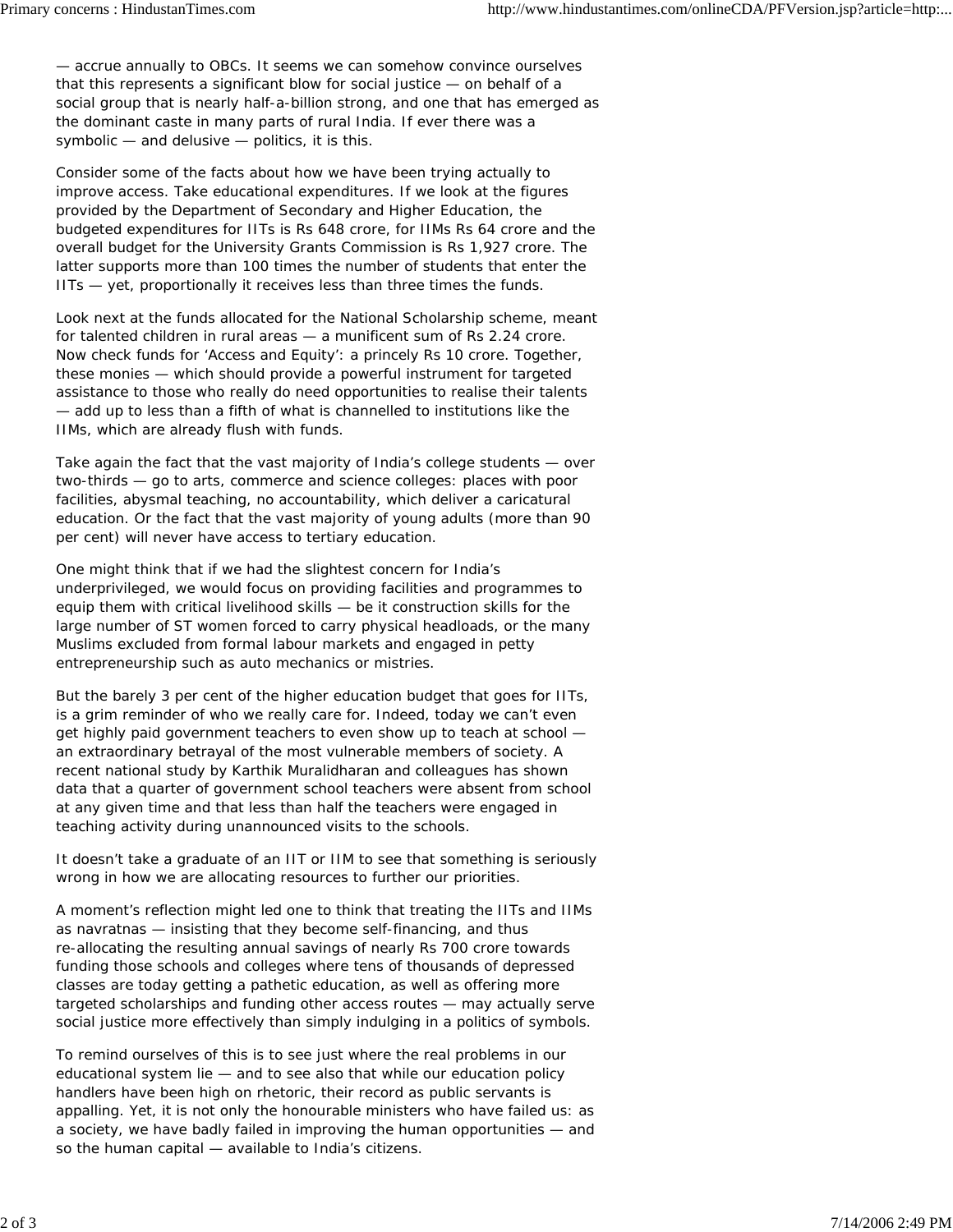— accrue annually to OBCs. It seems we can somehow convince ourselves that this represents a significant blow for social justice — on behalf of a social group that is nearly half-a-billion strong, and one that has emerged as the dominant caste in many parts of rural India. If ever there was a symbolic — and delusive — politics, it is this.

Consider some of the facts about how we have been trying actually to improve access. Take educational expenditures. If we look at the figures provided by the Department of Secondary and Higher Education, the budgeted expenditures for IITs is Rs 648 crore, for IIMs Rs 64 crore and the overall budget for the University Grants Commission is Rs 1,927 crore. The latter supports more than 100 times the number of students that enter the IITs — yet, proportionally it receives less than three times the funds.

Look next at the funds allocated for the National Scholarship scheme, meant for talented children in rural areas — a munificent sum of Rs 2.24 crore. Now check funds for 'Access and Equity': a princely Rs 10 crore. Together, these monies — which should provide a powerful instrument for targeted assistance to those who really do need opportunities to realise their talents — add up to less than a fifth of what is channelled to institutions like the IIMs, which are already flush with funds.

Take again the fact that the vast majority of India's college students — over two-thirds — go to arts, commerce and science colleges: places with poor facilities, abysmal teaching, no accountability, which deliver a caricatural education. Or the fact that the vast majority of young adults (more than 90 per cent) will never have access to tertiary education.

One might think that if we had the slightest concern for India's underprivileged, we would focus on providing facilities and programmes to equip them with critical livelihood skills — be it construction skills for the large number of ST women forced to carry physical headloads, or the many Muslims excluded from formal labour markets and engaged in petty entrepreneurship such as auto mechanics or mistries.

But the barely 3 per cent of the higher education budget that goes for IITs, is a grim reminder of who we really care for. Indeed, today we can't even get highly paid government teachers to even show up to teach at school — an extraordinary betrayal of the most vulnerable members of society. A recent national study by Karthik Muralidharan and colleagues has shown data that a quarter of government school teachers were absent from school at any given time and that less than half the teachers were engaged in teaching activity during unannounced visits to the schools.

It doesn't take a graduate of an IIT or IIM to see that something is seriously wrong in how we are allocating resources to further our priorities.

A moment's reflection might led one to think that treating the IITs and IIMs as navratnas — insisting that they become self-financing, and thus re-allocating the resulting annual savings of nearly Rs 700 crore towards funding those schools and colleges where tens of thousands of depressed classes are today getting a pathetic education, as well as offering more targeted scholarships and funding other access routes — may actually serve social justice more effectively than simply indulging in a politics of symbols.

To remind ourselves of this is to see just where the real problems in our educational system lie — and to see also that while our education policy handlers have been high on rhetoric, their record as public servants is appalling. Yet, it is not only the honourable ministers who have failed us: as a society, we have badly failed in improving the human opportunities — and so the human capital — available to India's citizens.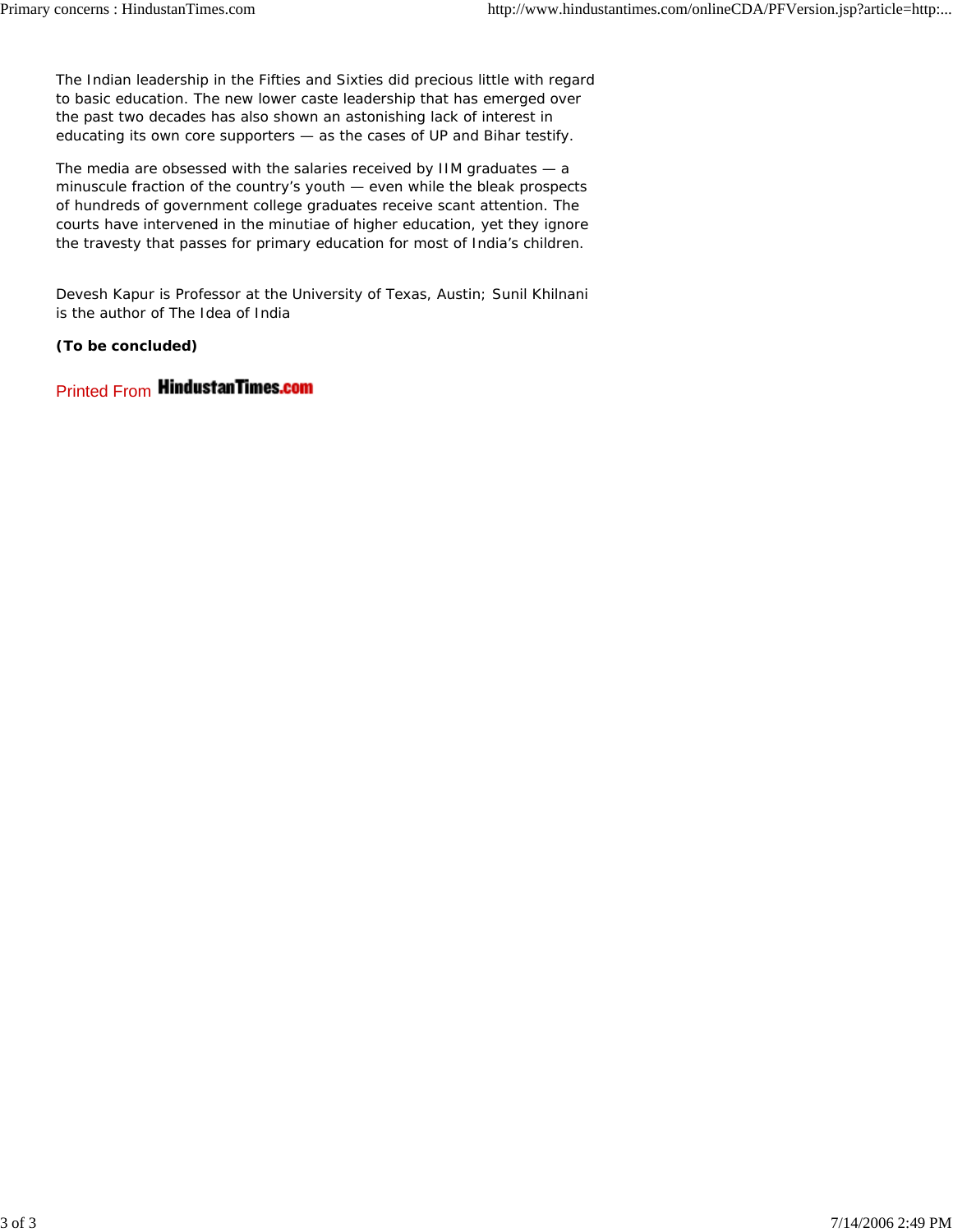The Indian leadership in the Fifties and Sixties did precious little with regard to basic education. The new lower caste leadership that has emerged over the past two decades has also shown an astonishing lack of interest in educating its own core supporters — as the cases of UP and Bihar testify.

The media are obsessed with the salaries received by IIM graduates — a minuscule fraction of the country's youth — even while the bleak prospects of hundreds of government college graduates receive scant attention. The courts have intervened in the minutiae of higher education, yet they ignore the travesty that passes for primary education for most of India's children.

Devesh Kapur is Professor at the University of Texas, Austin; Sunil Khilnani is the author of The Idea of India

**(To be concluded)**

Printed From HindustanTimes.com